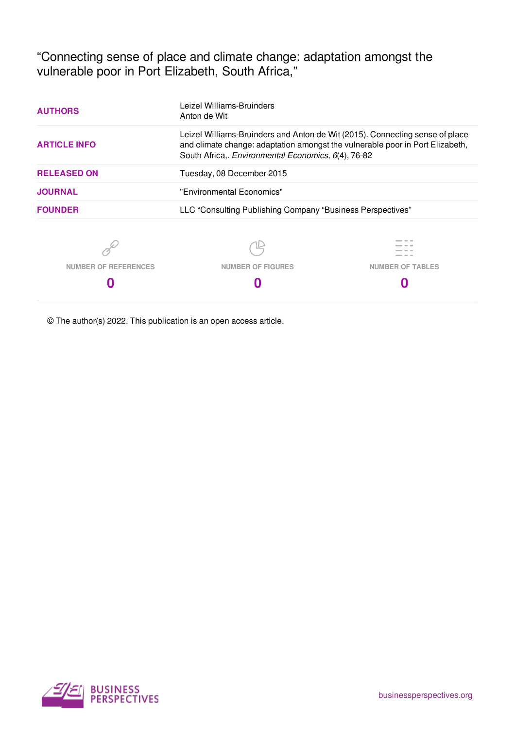“Connecting sense of place and climate change: adaptation amongst the vulnerable poor in Port Elizabeth, South Africa,”

| | |
|---|---|
| **AUTHORS** | Leizel Williams-Bruinders<br>Anton de Wit |
| **ARTICLE INFO** | Leizel Williams-Bruinders and Anton de Wit (2015). Connecting sense of place and climate change: adaptation amongst the vulnerable poor in Port Elizabeth, South Africa,. *Environmental Economics*, *6*(4), 76-82 |
| **RELEASED ON** | Tuesday, 08 December 2015 |
| **JOURNAL** | "Environmental Economics" |
| **FOUNDER** | LLC “Consulting Publishing Company “Business Perspectives” |

| NUMBER OF REFERENCES | NUMBER OF FIGURES | NUMBER OF TABLES |
|---|---|---|
| 0 | 0 | 0 |

© The author(s) 2022. This publication is an open access article.

BUSINESS PERSPECTIVES

businessperspectives.org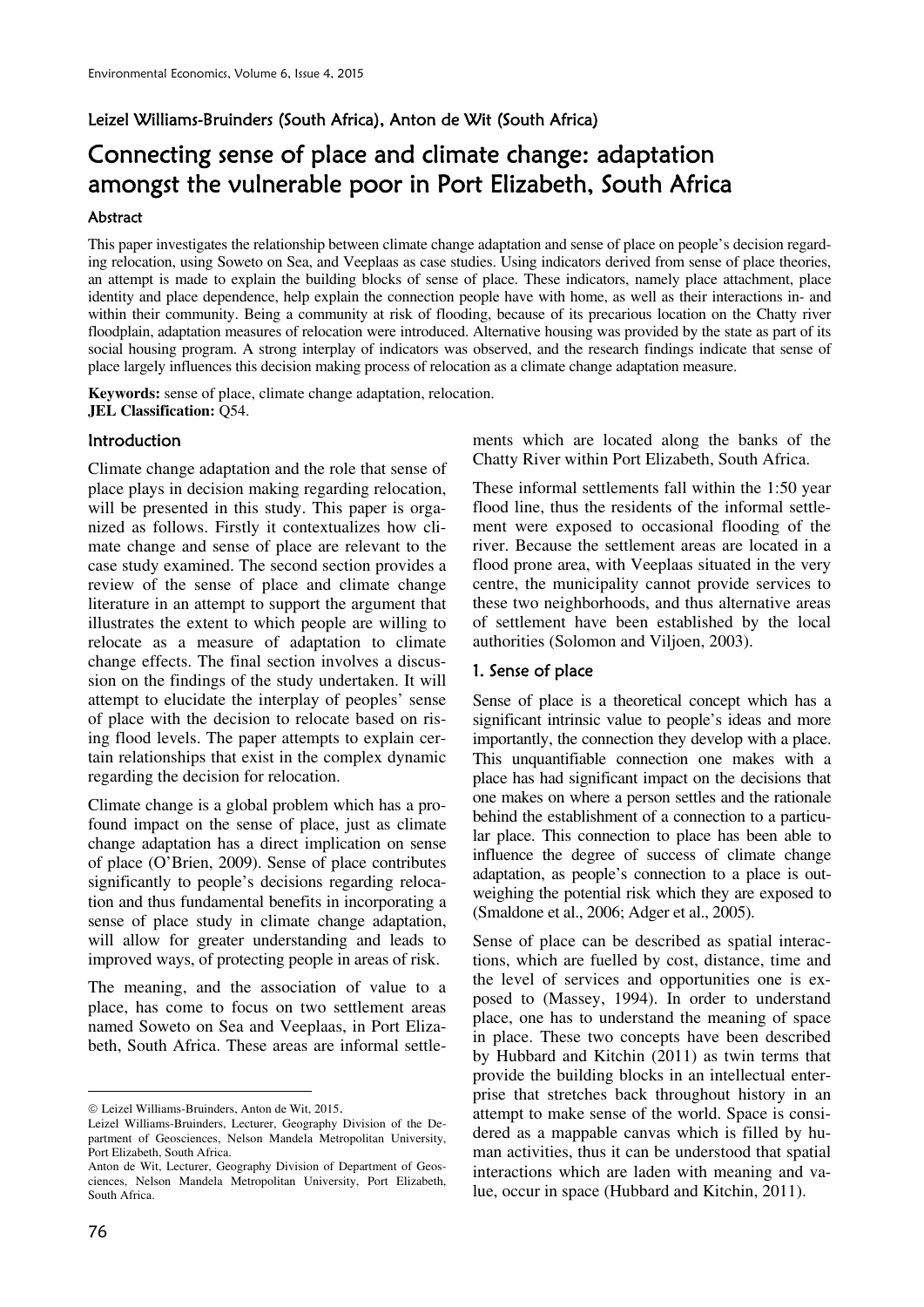Leizel Williams-Bruinders (South Africa), Anton de Wit (South Africa)

# Connecting sense of place and climate change: adaptation amongst the vulnerable poor in Port Elizabeth, South Africa

### Abstract

This paper investigates the relationship between climate change adaptation and sense of place on people's decision regarding relocation, using Soweto on Sea, and Veeplaas as case studies. Using indicators derived from sense of place theories, an attempt is made to explain the building blocks of sense of place. These indicators, namely place attachment, place identity and place dependence, help explain the connection people have with home, as well as their interactions in- and within their community. Being a community at risk of flooding, because of its precarious location on the Chatty river floodplain, adaptation measures of relocation were introduced. Alternative housing was provided by the state as part of its social housing program. A strong interplay of indicators was observed, and the research findings indicate that sense of place largely influences this decision making process of relocation as a climate change adaptation measure.

**Keywords:** sense of place, climate change adaptation, relocation.
**JEL Classification:** Q54.

## Introduction

Climate change adaptation and the role that sense of place plays in decision making regarding relocation, will be presented in this study. This paper is organized as follows. Firstly it contextualizes how climate change and sense of place are relevant to the case study examined. The second section provides a review of the sense of place and climate change literature in an attempt to support the argument that illustrates the extent to which people are willing to relocate as a measure of adaptation to climate change effects. The final section involves a discussion on the findings of the study undertaken. It will attempt to elucidate the interplay of peoples' sense of place with the decision to relocate based on rising flood levels. The paper attempts to explain certain relationships that exist in the complex dynamic regarding the decision for relocation.

Climate change is a global problem which has a profound impact on the sense of place, just as climate change adaptation has a direct implication on sense of place (O'Brien, 2009). Sense of place contributes significantly to people's decisions regarding relocation and thus fundamental benefits in incorporating a sense of place study in climate change adaptation, will allow for greater understanding and leads to improved ways, of protecting people in areas of risk.

The meaning, and the association of value to a place, has come to focus on two settlement areas named Soweto on Sea and Veeplaas, in Port Elizabeth, South Africa. These areas are informal settlements which are located along the banks of the Chatty River within Port Elizabeth, South Africa.

These informal settlements fall within the 1:50 year flood line, thus the residents of the informal settlement were exposed to occasional flooding of the river. Because the settlement areas are located in a flood prone area, with Veeplaas situated in the very centre, the municipality cannot provide services to these two neighborhoods, and thus alternative areas of settlement have been established by the local authorities (Solomon and Viljoen, 2003).

## 1. Sense of place

Sense of place is a theoretical concept which has a significant intrinsic value to people's ideas and more importantly, the connection they develop with a place. This unquantifiable connection one makes with a place has had significant impact on the decisions that one makes on where a person settles and the rationale behind the establishment of a connection to a particular place. This connection to place has been able to influence the degree of success of climate change adaptation, as people's connection to a place is outweighing the potential risk which they are exposed to (Smaldone et al., 2006; Adger et al., 2005).

Sense of place can be described as spatial interactions, which are fuelled by cost, distance, time and the level of services and opportunities one is exposed to (Massey, 1994). In order to understand place, one has to understand the meaning of space in place. These two concepts have been described by Hubbard and Kitchin (2011) as twin terms that provide the building blocks in an intellectual enterprise that stretches back throughout history in an attempt to make sense of the world. Space is considered as a mappable canvas which is filled by human activities, thus it can be understood that spatial interactions which are laden with meaning and value, occur in space (Hubbard and Kitchin, 2011).

---

© Leizel Williams-Bruinders, Anton de Wit, 2015.

Leizel Williams-Bruinders, Lecturer, Geography Division of the Department of Geosciences, Nelson Mandela Metropolitan University, Port Elizabeth, South Africa.

Anton de Wit, Lecturer, Geography Division of Department of Geosciences, Nelson Mandela Metropolitan University, Port Elizabeth, South Africa.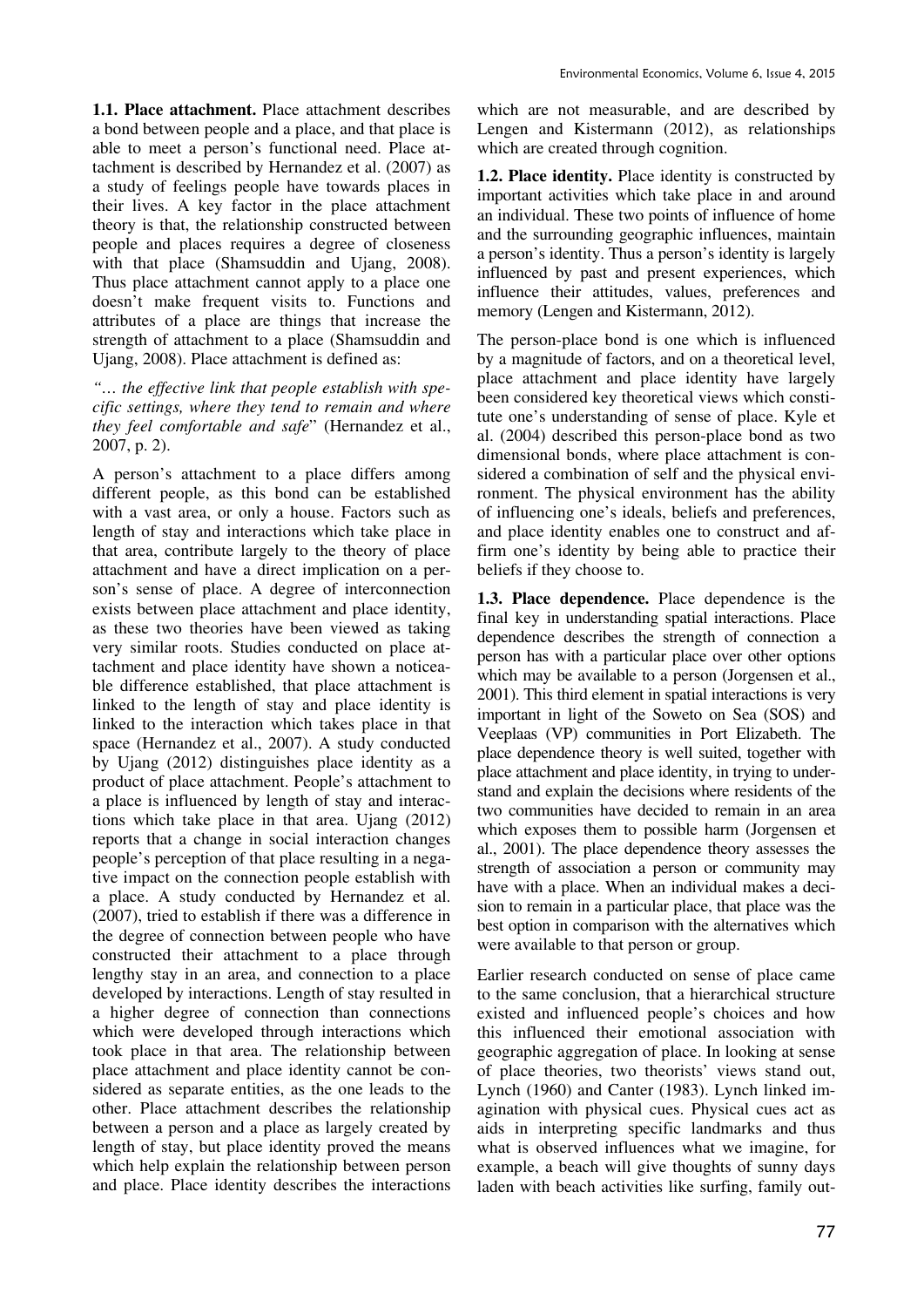**1.1. Place attachment.** Place attachment describes a bond between people and a place, and that place is able to meet a person's functional need. Place attachment is described by Hernandez et al. (2007) as a study of feelings people have towards places in their lives. A key factor in the place attachment theory is that, the relationship constructed between people and places requires a degree of closeness with that place (Shamsuddin and Ujang, 2008). Thus place attachment cannot apply to a place one doesn't make frequent visits to. Functions and attributes of a place are things that increase the strength of attachment to a place (Shamsuddin and Ujang, 2008). Place attachment is defined as:

*"… the effective link that people establish with specific settings, where they tend to remain and where they feel comfortable and safe*" (Hernandez et al., 2007, p. 2).

A person's attachment to a place differs among different people, as this bond can be established with a vast area, or only a house. Factors such as length of stay and interactions which take place in that area, contribute largely to the theory of place attachment and have a direct implication on a person's sense of place. A degree of interconnection exists between place attachment and place identity, as these two theories have been viewed as taking very similar roots. Studies conducted on place attachment and place identity have shown a noticeable difference established, that place attachment is linked to the length of stay and place identity is linked to the interaction which takes place in that space (Hernandez et al., 2007). A study conducted by Ujang (2012) distinguishes place identity as a product of place attachment. People's attachment to a place is influenced by length of stay and interactions which take place in that area. Ujang (2012) reports that a change in social interaction changes people's perception of that place resulting in a negative impact on the connection people establish with a place. A study conducted by Hernandez et al. (2007), tried to establish if there was a difference in the degree of connection between people who have constructed their attachment to a place through lengthy stay in an area, and connection to a place developed by interactions. Length of stay resulted in a higher degree of connection than connections which were developed through interactions which took place in that area. The relationship between place attachment and place identity cannot be considered as separate entities, as the one leads to the other. Place attachment describes the relationship between a person and a place as largely created by length of stay, but place identity proved the means which help explain the relationship between person and place. Place identity describes the interactions which are not measurable, and are described by Lengen and Kistermann (2012), as relationships which are created through cognition.

**1.2. Place identity.** Place identity is constructed by important activities which take place in and around an individual. These two points of influence of home and the surrounding geographic influences, maintain a person's identity. Thus a person's identity is largely influenced by past and present experiences, which influence their attitudes, values, preferences and memory (Lengen and Kistermann, 2012).

The person-place bond is one which is influenced by a magnitude of factors, and on a theoretical level, place attachment and place identity have largely been considered key theoretical views which constitute one's understanding of sense of place. Kyle et al. (2004) described this person-place bond as two dimensional bonds, where place attachment is considered a combination of self and the physical environment. The physical environment has the ability of influencing one's ideals, beliefs and preferences, and place identity enables one to construct and affirm one's identity by being able to practice their beliefs if they choose to.

**1.3. Place dependence.** Place dependence is the final key in understanding spatial interactions. Place dependence describes the strength of connection a person has with a particular place over other options which may be available to a person (Jorgensen et al., 2001). This third element in spatial interactions is very important in light of the Soweto on Sea (SOS) and Veeplaas (VP) communities in Port Elizabeth. The place dependence theory is well suited, together with place attachment and place identity, in trying to understand and explain the decisions where residents of the two communities have decided to remain in an area which exposes them to possible harm (Jorgensen et al., 2001). The place dependence theory assesses the strength of association a person or community may have with a place. When an individual makes a decision to remain in a particular place, that place was the best option in comparison with the alternatives which were available to that person or group.

Earlier research conducted on sense of place came to the same conclusion, that a hierarchical structure existed and influenced people's choices and how this influenced their emotional association with geographic aggregation of place. In looking at sense of place theories, two theorists' views stand out, Lynch (1960) and Canter (1983). Lynch linked imagination with physical cues. Physical cues act as aids in interpreting specific landmarks and thus what is observed influences what we imagine, for example, a beach will give thoughts of sunny days laden with beach activities like surfing, family out-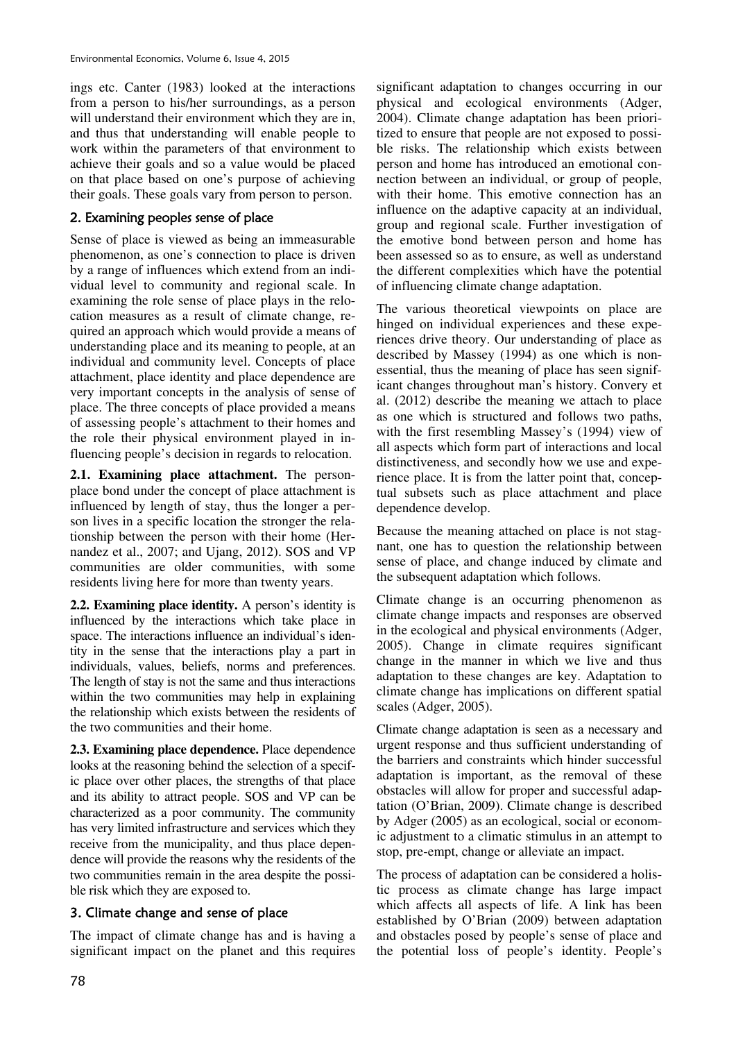ings etc. Canter (1983) looked at the interactions from a person to his/her surroundings, as a person will understand their environment which they are in, and thus that understanding will enable people to work within the parameters of that environment to achieve their goals and so a value would be placed on that place based on one's purpose of achieving their goals. These goals vary from person to person.

## 2. Examining peoples sense of place

Sense of place is viewed as being an immeasurable phenomenon, as one's connection to place is driven by a range of influences which extend from an individual level to community and regional scale. In examining the role sense of place plays in the relocation measures as a result of climate change, required an approach which would provide a means of understanding place and its meaning to people, at an individual and community level. Concepts of place attachment, place identity and place dependence are very important concepts in the analysis of sense of place. The three concepts of place provided a means of assessing people's attachment to their homes and the role their physical environment played in influencing people's decision in regards to relocation.

**2.1. Examining place attachment.** The person-place bond under the concept of place attachment is influenced by length of stay, thus the longer a person lives in a specific location the stronger the relationship between the person with their home (Hernandez et al., 2007; and Ujang, 2012). SOS and VP communities are older communities, with some residents living here for more than twenty years.

**2.2. Examining place identity.** A person's identity is influenced by the interactions which take place in space. The interactions influence an individual's identity in the sense that the interactions play a part in individuals, values, beliefs, norms and preferences. The length of stay is not the same and thus interactions within the two communities may help in explaining the relationship which exists between the residents of the two communities and their home.

**2.3. Examining place dependence.** Place dependence looks at the reasoning behind the selection of a specific place over other places, the strengths of that place and its ability to attract people. SOS and VP can be characterized as a poor community. The community has very limited infrastructure and services which they receive from the municipality, and thus place dependence will provide the reasons why the residents of the two communities remain in the area despite the possible risk which they are exposed to.

## 3. Climate change and sense of place

The impact of climate change has and is having a significant impact on the planet and this requires significant adaptation to changes occurring in our physical and ecological environments (Adger, 2004). Climate change adaptation has been prioritized to ensure that people are not exposed to possible risks. The relationship which exists between person and home has introduced an emotional connection between an individual, or group of people, with their home. This emotive connection has an influence on the adaptive capacity at an individual, group and regional scale. Further investigation of the emotive bond between person and home has been assessed so as to ensure, as well as understand the different complexities which have the potential of influencing climate change adaptation.

The various theoretical viewpoints on place are hinged on individual experiences and these experiences drive theory. Our understanding of place as described by Massey (1994) as one which is non-essential, thus the meaning of place has seen significant changes throughout man's history. Convery et al. (2012) describe the meaning we attach to place as one which is structured and follows two paths, with the first resembling Massey's (1994) view of all aspects which form part of interactions and local distinctiveness, and secondly how we use and experience place. It is from the latter point that, conceptual subsets such as place attachment and place dependence develop.

Because the meaning attached on place is not stagnant, one has to question the relationship between sense of place, and change induced by climate and the subsequent adaptation which follows.

Climate change is an occurring phenomenon as climate change impacts and responses are observed in the ecological and physical environments (Adger, 2005). Change in climate requires significant change in the manner in which we live and thus adaptation to these changes are key. Adaptation to climate change has implications on different spatial scales (Adger, 2005).

Climate change adaptation is seen as a necessary and urgent response and thus sufficient understanding of the barriers and constraints which hinder successful adaptation is important, as the removal of these obstacles will allow for proper and successful adaptation (O'Brian, 2009). Climate change is described by Adger (2005) as an ecological, social or economic adjustment to a climatic stimulus in an attempt to stop, pre-empt, change or alleviate an impact.

The process of adaptation can be considered a holistic process as climate change has large impact which affects all aspects of life. A link has been established by O'Brian (2009) between adaptation and obstacles posed by people's sense of place and the potential loss of people's identity. People's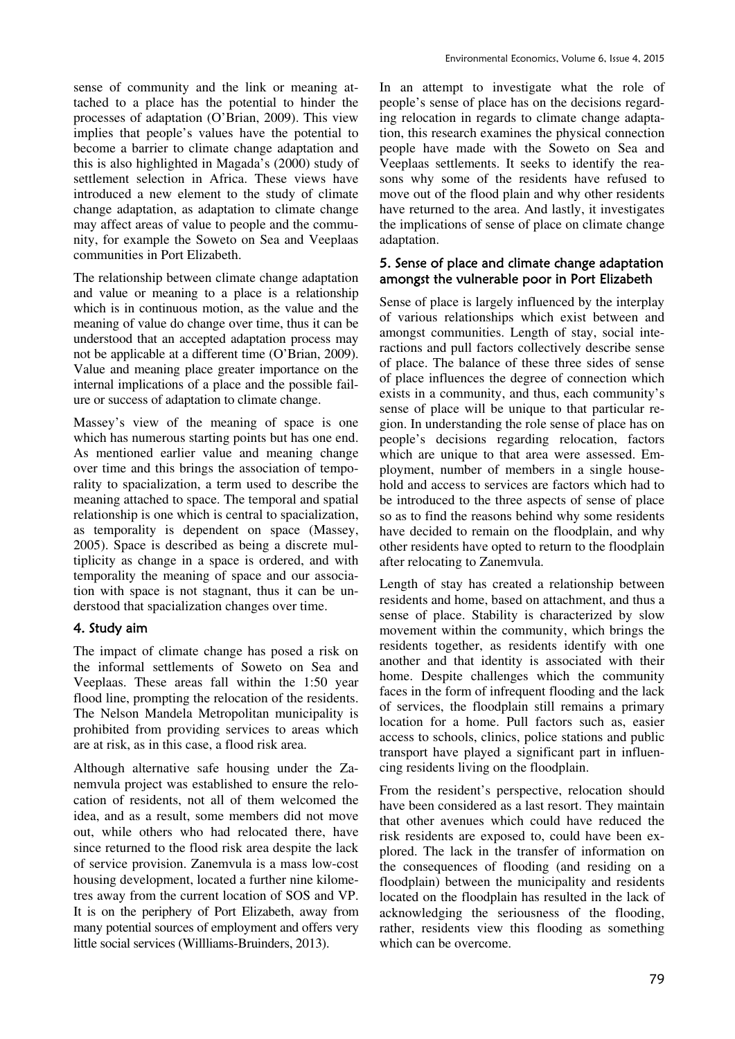sense of community and the link or meaning attached to a place has the potential to hinder the processes of adaptation (O'Brian, 2009). This view implies that people's values have the potential to become a barrier to climate change adaptation and this is also highlighted in Magada's (2000) study of settlement selection in Africa. These views have introduced a new element to the study of climate change adaptation, as adaptation to climate change may affect areas of value to people and the community, for example the Soweto on Sea and Veeplaas communities in Port Elizabeth.

The relationship between climate change adaptation and value or meaning to a place is a relationship which is in continuous motion, as the value and the meaning of value do change over time, thus it can be understood that an accepted adaptation process may not be applicable at a different time (O'Brian, 2009). Value and meaning place greater importance on the internal implications of a place and the possible failure or success of adaptation to climate change.

Massey's view of the meaning of space is one which has numerous starting points but has one end. As mentioned earlier value and meaning change over time and this brings the association of temporality to spacialization, a term used to describe the meaning attached to space. The temporal and spatial relationship is one which is central to spacialization, as temporality is dependent on space (Massey, 2005). Space is described as being a discrete multiplicity as change in a space is ordered, and with temporality the meaning of space and our association with space is not stagnant, thus it can be understood that spacialization changes over time.

## 4. Study aim

The impact of climate change has posed a risk on the informal settlements of Soweto on Sea and Veeplaas. These areas fall within the 1:50 year flood line, prompting the relocation of the residents. The Nelson Mandela Metropolitan municipality is prohibited from providing services to areas which are at risk, as in this case, a flood risk area.

Although alternative safe housing under the Zanemvula project was established to ensure the relocation of residents, not all of them welcomed the idea, and as a result, some members did not move out, while others who had relocated there, have since returned to the flood risk area despite the lack of service provision. Zanemvula is a mass low-cost housing development, located a further nine kilometres away from the current location of SOS and VP. It is on the periphery of Port Elizabeth, away from many potential sources of employment and offers very little social services (Willliams-Bruinders, 2013).

In an attempt to investigate what the role of people's sense of place has on the decisions regarding relocation in regards to climate change adaptation, this research examines the physical connection people have made with the Soweto on Sea and Veeplaas settlements. It seeks to identify the reasons why some of the residents have refused to move out of the flood plain and why other residents have returned to the area. And lastly, it investigates the implications of sense of place on climate change adaptation.

## 5. Sense of place and climate change adaptation amongst the vulnerable poor in Port Elizabeth

Sense of place is largely influenced by the interplay of various relationships which exist between and amongst communities. Length of stay, social interactions and pull factors collectively describe sense of place. The balance of these three sides of sense of place influences the degree of connection which exists in a community, and thus, each community's sense of place will be unique to that particular region. In understanding the role sense of place has on people's decisions regarding relocation, factors which are unique to that area were assessed. Employment, number of members in a single household and access to services are factors which had to be introduced to the three aspects of sense of place so as to find the reasons behind why some residents have decided to remain on the floodplain, and why other residents have opted to return to the floodplain after relocating to Zanemvula.

Length of stay has created a relationship between residents and home, based on attachment, and thus a sense of place. Stability is characterized by slow movement within the community, which brings the residents together, as residents identify with one another and that identity is associated with their home. Despite challenges which the community faces in the form of infrequent flooding and the lack of services, the floodplain still remains a primary location for a home. Pull factors such as, easier access to schools, clinics, police stations and public transport have played a significant part in influencing residents living on the floodplain.

From the resident's perspective, relocation should have been considered as a last resort. They maintain that other avenues which could have reduced the risk residents are exposed to, could have been explored. The lack in the transfer of information on the consequences of flooding (and residing on a floodplain) between the municipality and residents located on the floodplain has resulted in the lack of acknowledging the seriousness of the flooding, rather, residents view this flooding as something which can be overcome.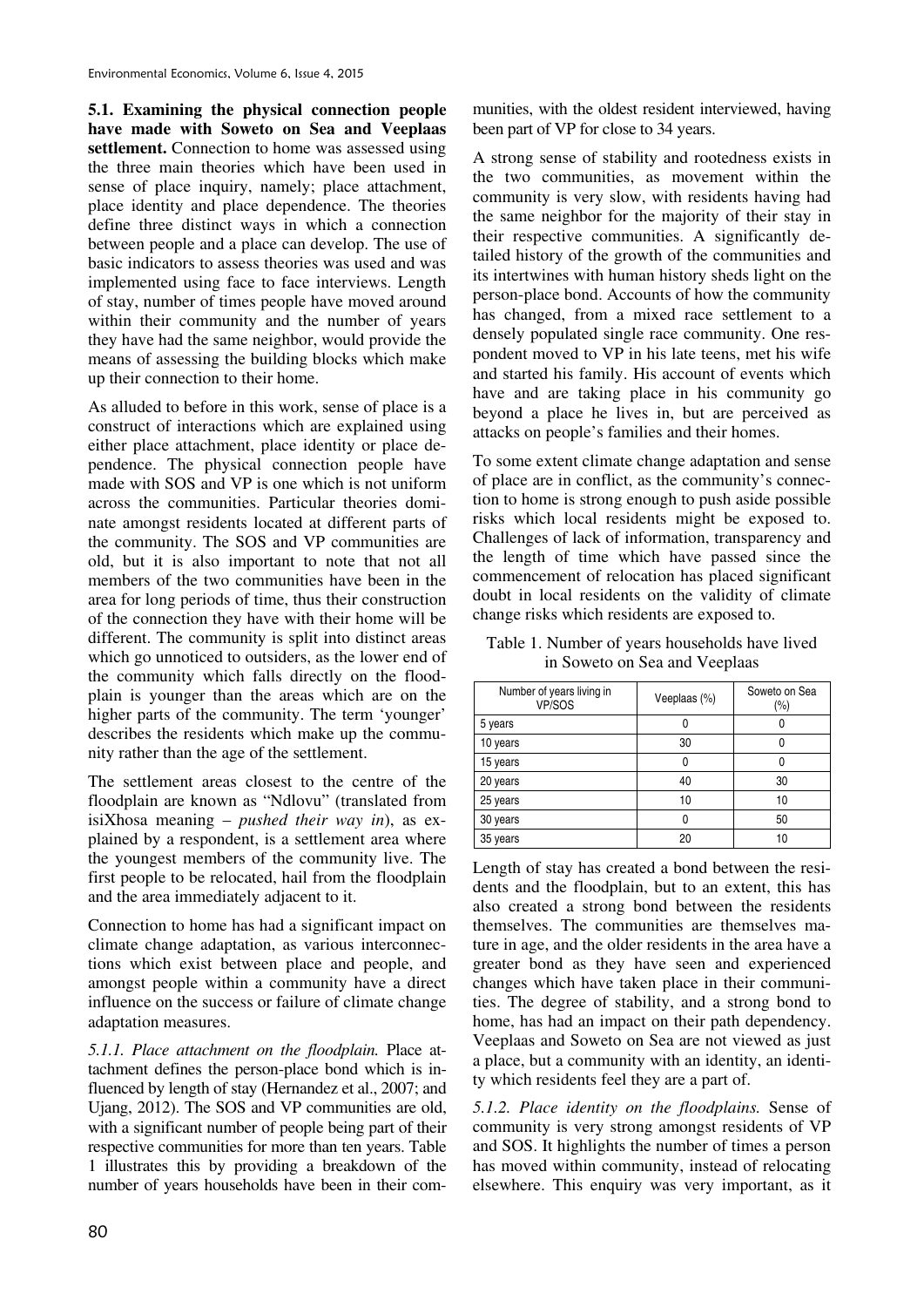**5.1. Examining the physical connection people have made with Soweto on Sea and Veeplaas settlement.** Connection to home was assessed using the three main theories which have been used in sense of place inquiry, namely; place attachment, place identity and place dependence. The theories define three distinct ways in which a connection between people and a place can develop. The use of basic indicators to assess theories was used and was implemented using face to face interviews. Length of stay, number of times people have moved around within their community and the number of years they have had the same neighbor, would provide the means of assessing the building blocks which make up their connection to their home.

As alluded to before in this work, sense of place is a construct of interactions which are explained using either place attachment, place identity or place dependence. The physical connection people have made with SOS and VP is one which is not uniform across the communities. Particular theories dominate amongst residents located at different parts of the community. The SOS and VP communities are old, but it is also important to note that not all members of the two communities have been in the area for long periods of time, thus their construction of the connection they have with their home will be different. The community is split into distinct areas which go unnoticed to outsiders, as the lower end of the community which falls directly on the floodplain is younger than the areas which are on the higher parts of the community. The term 'younger' describes the residents which make up the community rather than the age of the settlement.

The settlement areas closest to the centre of the floodplain are known as "Ndlovu" (translated from isiXhosa meaning – *pushed their way in*), as explained by a respondent, is a settlement area where the youngest members of the community live. The first people to be relocated, hail from the floodplain and the area immediately adjacent to it.

Connection to home has had a significant impact on climate change adaptation, as various interconnections which exist between place and people, and amongst people within a community have a direct influence on the success or failure of climate change adaptation measures.

*5.1.1. Place attachment on the floodplain.* Place attachment defines the person-place bond which is influenced by length of stay (Hernandez et al., 2007; and Ujang, 2012). The SOS and VP communities are old, with a significant number of people being part of their respective communities for more than ten years. Table 1 illustrates this by providing a breakdown of the number of years households have been in their communities, with the oldest resident interviewed, having been part of VP for close to 34 years.

A strong sense of stability and rootedness exists in the two communities, as movement within the community is very slow, with residents having had the same neighbor for the majority of their stay in their respective communities. A significantly detailed history of the growth of the communities and its intertwines with human history sheds light on the person-place bond. Accounts of how the community has changed, from a mixed race settlement to a densely populated single race community. One respondent moved to VP in his late teens, met his wife and started his family. His account of events which have and are taking place in his community go beyond a place he lives in, but are perceived as attacks on people's families and their homes.

To some extent climate change adaptation and sense of place are in conflict, as the community's connection to home is strong enough to push aside possible risks which local residents might be exposed to. Challenges of lack of information, transparency and the length of time which have passed since the commencement of relocation has placed significant doubt in local residents on the validity of climate change risks which residents are exposed to.

Table 1. Number of years households have lived in Soweto on Sea and Veeplaas

| Number of years living in VP/SOS | Veeplaas (%) | Soweto on Sea (%) |
|---|---|---|
| 5 years | 0 | 0 |
| 10 years | 30 | 0 |
| 15 years | 0 | 0 |
| 20 years | 40 | 30 |
| 25 years | 10 | 10 |
| 30 years | 0 | 50 |
| 35 years | 20 | 10 |

Length of stay has created a bond between the residents and the floodplain, but to an extent, this has also created a strong bond between the residents themselves. The communities are themselves mature in age, and the older residents in the area have a greater bond as they have seen and experienced changes which have taken place in their communities. The degree of stability, and a strong bond to home, has had an impact on their path dependency. Veeplaas and Soweto on Sea are not viewed as just a place, but a community with an identity, an identity which residents feel they are a part of.

*5.1.2. Place identity on the floodplains.* Sense of community is very strong amongst residents of VP and SOS. It highlights the number of times a person has moved within community, instead of relocating elsewhere. This enquiry was very important, as it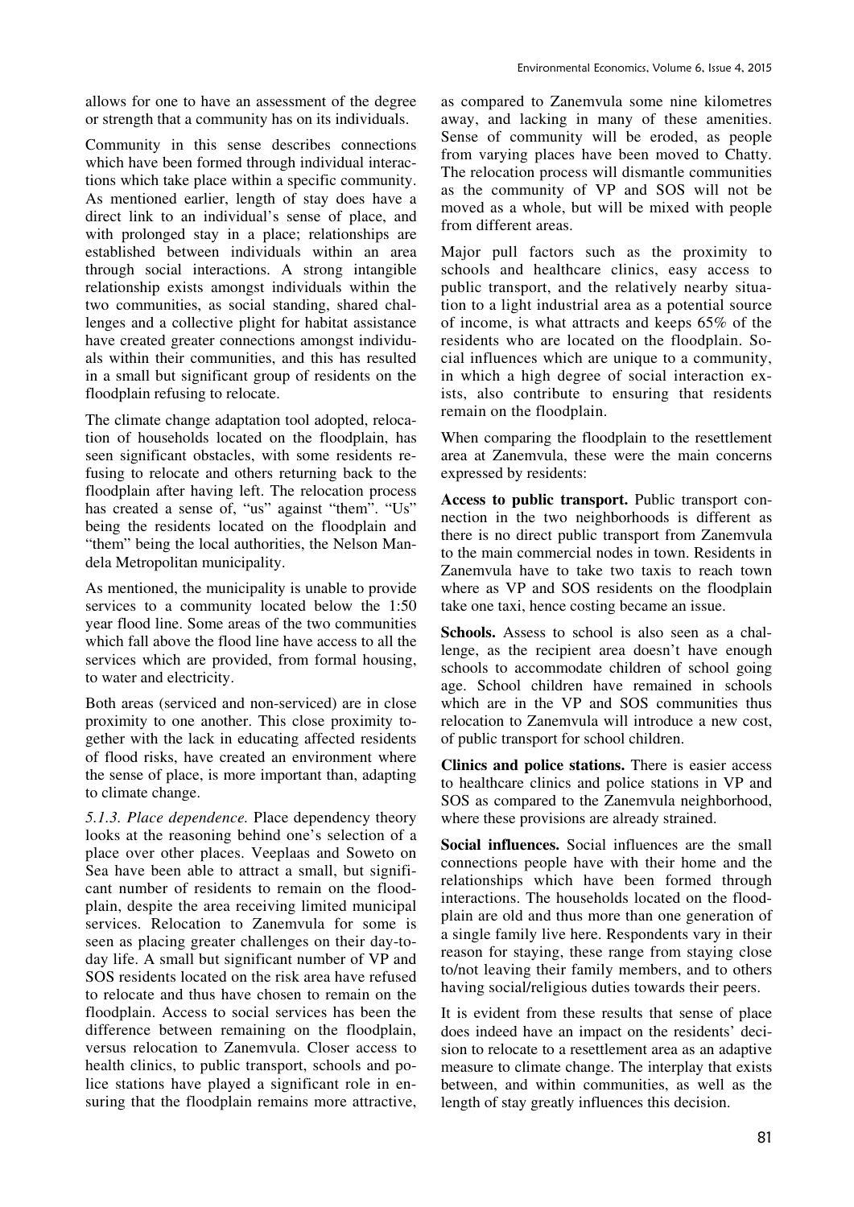allows for one to have an assessment of the degree or strength that a community has on its individuals.

Community in this sense describes connections which have been formed through individual interactions which take place within a specific community. As mentioned earlier, length of stay does have a direct link to an individual's sense of place, and with prolonged stay in a place; relationships are established between individuals within an area through social interactions. A strong intangible relationship exists amongst individuals within the two communities, as social standing, shared challenges and a collective plight for habitat assistance have created greater connections amongst individuals within their communities, and this has resulted in a small but significant group of residents on the floodplain refusing to relocate.

The climate change adaptation tool adopted, relocation of households located on the floodplain, has seen significant obstacles, with some residents refusing to relocate and others returning back to the floodplain after having left. The relocation process has created a sense of, "us" against "them". "Us" being the residents located on the floodplain and "them" being the local authorities, the Nelson Mandela Metropolitan municipality.

As mentioned, the municipality is unable to provide services to a community located below the 1:50 year flood line. Some areas of the two communities which fall above the flood line have access to all the services which are provided, from formal housing, to water and electricity.

Both areas (serviced and non-serviced) are in close proximity to one another. This close proximity together with the lack in educating affected residents of flood risks, have created an environment where the sense of place, is more important than, adapting to climate change.

*5.1.3. Place dependence.* Place dependency theory looks at the reasoning behind one's selection of a place over other places. Veeplaas and Soweto on Sea have been able to attract a small, but significant number of residents to remain on the floodplain, despite the area receiving limited municipal services. Relocation to Zanemvula for some is seen as placing greater challenges on their day-to-day life. A small but significant number of VP and SOS residents located on the risk area have refused to relocate and thus have chosen to remain on the floodplain. Access to social services has been the difference between remaining on the floodplain, versus relocation to Zanemvula. Closer access to health clinics, to public transport, schools and police stations have played a significant role in ensuring that the floodplain remains more attractive, as compared to Zanemvula some nine kilometres away, and lacking in many of these amenities. Sense of community will be eroded, as people from varying places have been moved to Chatty. The relocation process will dismantle communities as the community of VP and SOS will not be moved as a whole, but will be mixed with people from different areas.

Major pull factors such as the proximity to schools and healthcare clinics, easy access to public transport, and the relatively nearby situation to a light industrial area as a potential source of income, is what attracts and keeps 65% of the residents who are located on the floodplain. Social influences which are unique to a community, in which a high degree of social interaction exists, also contribute to ensuring that residents remain on the floodplain.

When comparing the floodplain to the resettlement area at Zanemvula, these were the main concerns expressed by residents:

**Access to public transport.** Public transport connection in the two neighborhoods is different as there is no direct public transport from Zanemvula to the main commercial nodes in town. Residents in Zanemvula have to take two taxis to reach town where as VP and SOS residents on the floodplain take one taxi, hence costing became an issue.

**Schools.** Assess to school is also seen as a challenge, as the recipient area doesn't have enough schools to accommodate children of school going age. School children have remained in schools which are in the VP and SOS communities thus relocation to Zanemvula will introduce a new cost, of public transport for school children.

**Clinics and police stations.** There is easier access to healthcare clinics and police stations in VP and SOS as compared to the Zanemvula neighborhood, where these provisions are already strained.

**Social influences.** Social influences are the small connections people have with their home and the relationships which have been formed through interactions. The households located on the floodplain are old and thus more than one generation of a single family live here. Respondents vary in their reason for staying, these range from staying close to/not leaving their family members, and to others having social/religious duties towards their peers.

It is evident from these results that sense of place does indeed have an impact on the residents' decision to relocate to a resettlement area as an adaptive measure to climate change. The interplay that exists between, and within communities, as well as the length of stay greatly influences this decision.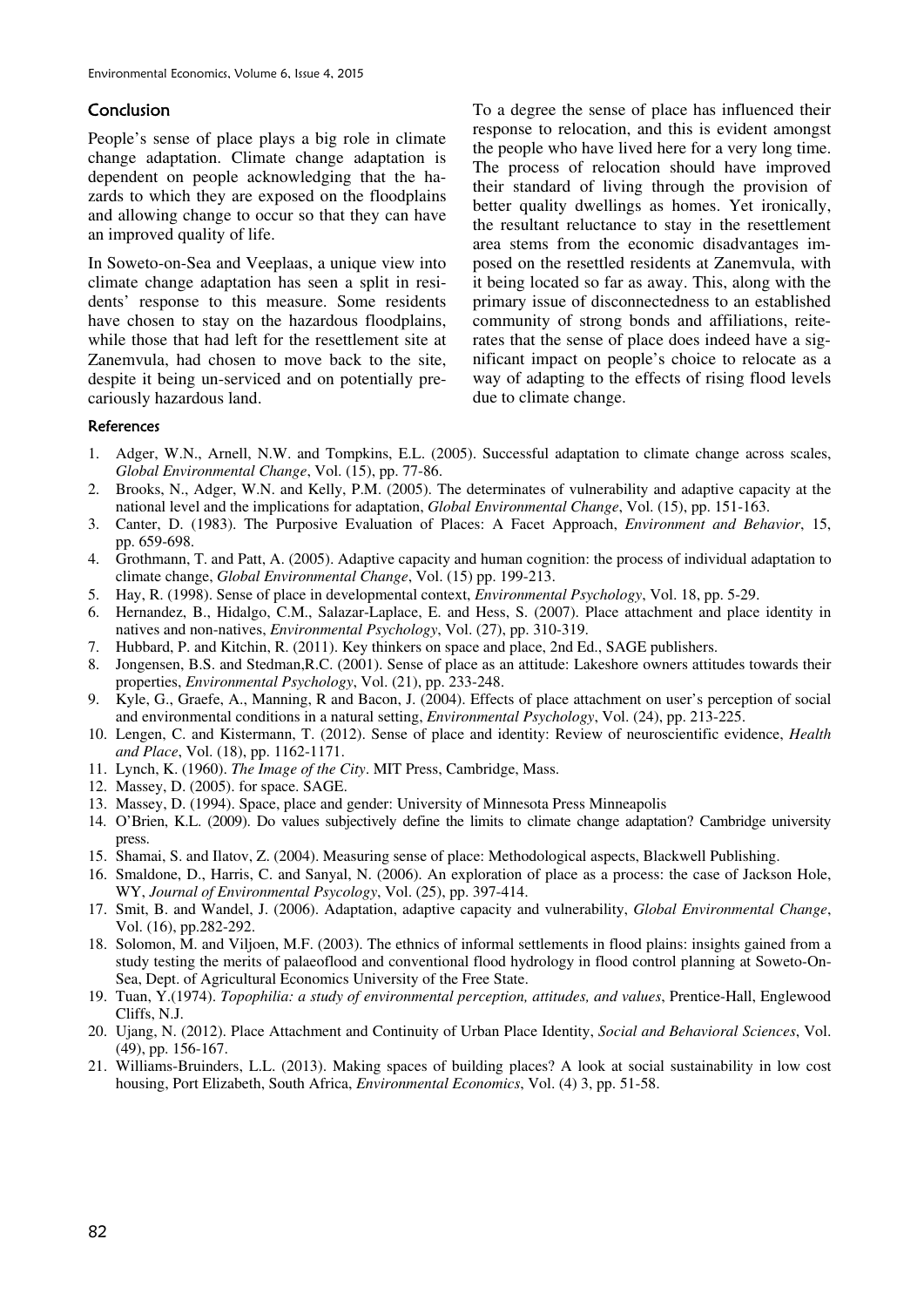## Conclusion

People's sense of place plays a big role in climate change adaptation. Climate change adaptation is dependent on people acknowledging that the hazards to which they are exposed on the floodplains and allowing change to occur so that they can have an improved quality of life.

In Soweto-on-Sea and Veeplaas, a unique view into climate change adaptation has seen a split in residents' response to this measure. Some residents have chosen to stay on the hazardous floodplains, while those that had left for the resettlement site at Zanemvula, had chosen to move back to the site, despite it being un-serviced and on potentially precariously hazardous land.

To a degree the sense of place has influenced their response to relocation, and this is evident amongst the people who have lived here for a very long time. The process of relocation should have improved their standard of living through the provision of better quality dwellings as homes. Yet ironically, the resultant reluctance to stay in the resettlement area stems from the economic disadvantages imposed on the resettled residents at Zanemvula, with it being located so far as away. This, along with the primary issue of disconnectedness to an established community of strong bonds and affiliations, reiterates that the sense of place does indeed have a significant impact on people's choice to relocate as a way of adapting to the effects of rising flood levels due to climate change.

### References

1. Adger, W.N., Arnell, N.W. and Tompkins, E.L. (2005). Successful adaptation to climate change across scales, *Global Environmental Change*, Vol. (15), pp. 77-86.
2. Brooks, N., Adger, W.N. and Kelly, P.M. (2005). The determinates of vulnerability and adaptive capacity at the national level and the implications for adaptation, *Global Environmental Change*, Vol. (15), pp. 151-163.
3. Canter, D. (1983). The Purposive Evaluation of Places: A Facet Approach, *Environment and Behavior*, 15, pp. 659-698.
4. Grothmann, T. and Patt, A. (2005). Adaptive capacity and human cognition: the process of individual adaptation to climate change, *Global Environmental Change*, Vol. (15) pp. 199-213.
5. Hay, R. (1998). Sense of place in developmental context, *Environmental Psychology*, Vol. 18, pp. 5-29.
6. Hernandez, B., Hidalgo, C.M., Salazar-Laplace, E. and Hess, S. (2007). Place attachment and place identity in natives and non-natives, *Environmental Psychology*, Vol. (27), pp. 310-319.
7. Hubbard, P. and Kitchin, R. (2011). Key thinkers on space and place, 2nd Ed., SAGE publishers.
8. Jongensen, B.S. and Stedman,R.C. (2001). Sense of place as an attitude: Lakeshore owners attitudes towards their properties, *Environmental Psychology*, Vol. (21), pp. 233-248.
9. Kyle, G., Graefe, A., Manning, R and Bacon, J. (2004). Effects of place attachment on user's perception of social and environmental conditions in a natural setting, *Environmental Psychology*, Vol. (24), pp. 213-225.
10. Lengen, C. and Kistermann, T. (2012). Sense of place and identity: Review of neuroscientific evidence, *Health and Place*, Vol. (18), pp. 1162-1171.
11. Lynch, K. (1960). *The Image of the City*. MIT Press, Cambridge, Mass.
12. Massey, D. (2005). for space. SAGE.
13. Massey, D. (1994). Space, place and gender: University of Minnesota Press Minneapolis
14. O'Brien, K.L. (2009). Do values subjectively define the limits to climate change adaptation? Cambridge university press.
15. Shamai, S. and Ilatov, Z. (2004). Measuring sense of place: Methodological aspects, Blackwell Publishing.
16. Smaldone, D., Harris, C. and Sanyal, N. (2006). An exploration of place as a process: the case of Jackson Hole, WY, *Journal of Environmental Psycology*, Vol. (25), pp. 397-414.
17. Smit, B. and Wandel, J. (2006). Adaptation, adaptive capacity and vulnerability, *Global Environmental Change*, Vol. (16), pp.282-292.
18. Solomon, M. and Viljoen, M.F. (2003). The ethnics of informal settlements in flood plains: insights gained from a study testing the merits of palaeoflood and conventional flood hydrology in flood control planning at Soweto-On-Sea, Dept. of Agricultural Economics University of the Free State.
19. Tuan, Y.(1974). *Topophilia: a study of environmental perception, attitudes, and values*, Prentice-Hall, Englewood Cliffs, N.J.
20. Ujang, N. (2012). Place Attachment and Continuity of Urban Place Identity, *Social and Behavioral Sciences*, Vol. (49), pp. 156-167.
21. Williams-Bruinders, L.L. (2013). Making spaces of building places? A look at social sustainability in low cost housing, Port Elizabeth, South Africa, *Environmental Economics*, Vol. (4) 3, pp. 51-58.